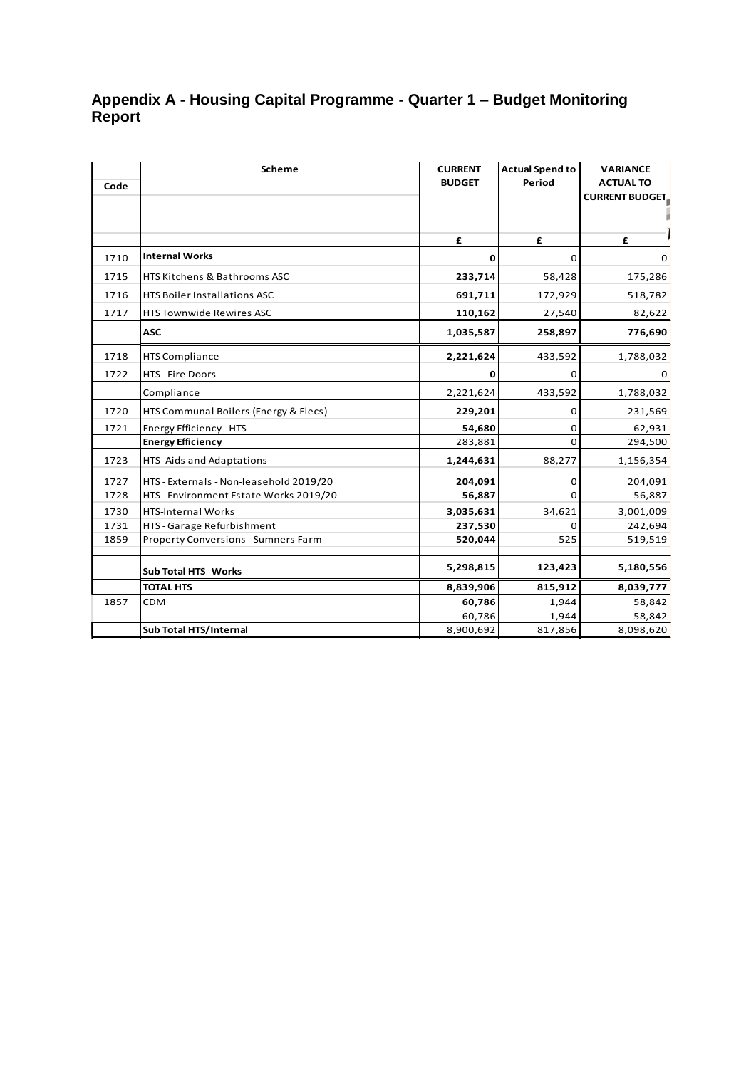# Appendix A - Housing Capital Programme - Quarter 1 – Budget Monitoring Report

| Code | Scheme | CURRENT BUDGET | Actual Spend to Period | VARIANCE ACTUAL TO CURRENT BUDGET |
|---|---|---|---|---|
| | | £ | £ | £ |
| 1710 | **Internal Works** | **0** | 0 | 0 |
| 1715 | HTS Kitchens & Bathrooms ASC | **233,714** | 58,428 | 175,286 |
| 1716 | HTS Boiler Installations ASC | **691,711** | 172,929 | 518,782 |
| 1717 | HTS Townwide Rewires ASC | **110,162** | 27,540 | 82,622 |
| | **ASC** | **1,035,587** | **258,897** | **776,690** |
| 1718 | HTS Compliance | **2,221,624** | 433,592 | 1,788,032 |
| 1722 | HTS - Fire Doors | **0** | 0 | 0 |
| | Compliance | 2,221,624 | 433,592 | 1,788,032 |
| 1720 | HTS Communal Boilers (Energy & Elecs) | **229,201** | 0 | 231,569 |
| 1721 | Energy Efficiency - HTS | **54,680** | 0 | 62,931 |
| | **Energy Efficiency** | 283,881 | 0 | 294,500 |
| 1723 | HTS -Aids and Adaptations | **1,244,631** | 88,277 | 1,156,354 |
| 1727 | HTS - Externals - Non-leasehold 2019/20 | **204,091** | 0 | 204,091 |
| 1728 | HTS - Environment Estate Works 2019/20 | **56,887** | 0 | 56,887 |
| 1730 | HTS-Internal Works | **3,035,631** | 34,621 | 3,001,009 |
| 1731 | HTS - Garage Refurbishment | **237,530** | 0 | 242,694 |
| 1859 | Property Conversions - Sumners Farm | **520,044** | 525 | 519,519 |
| | **Sub Total HTS Works** | **5,298,815** | **123,423** | **5,180,556** |
| | **TOTAL HTS** | **8,839,906** | **815,912** | **8,039,777** |
| 1857 | CDM | **60,786** | 1,944 | 58,842 |
| | | 60,786 | 1,944 | 58,842 |
| | **Sub Total HTS/Internal** | 8,900,692 | 817,856 | 8,098,620 |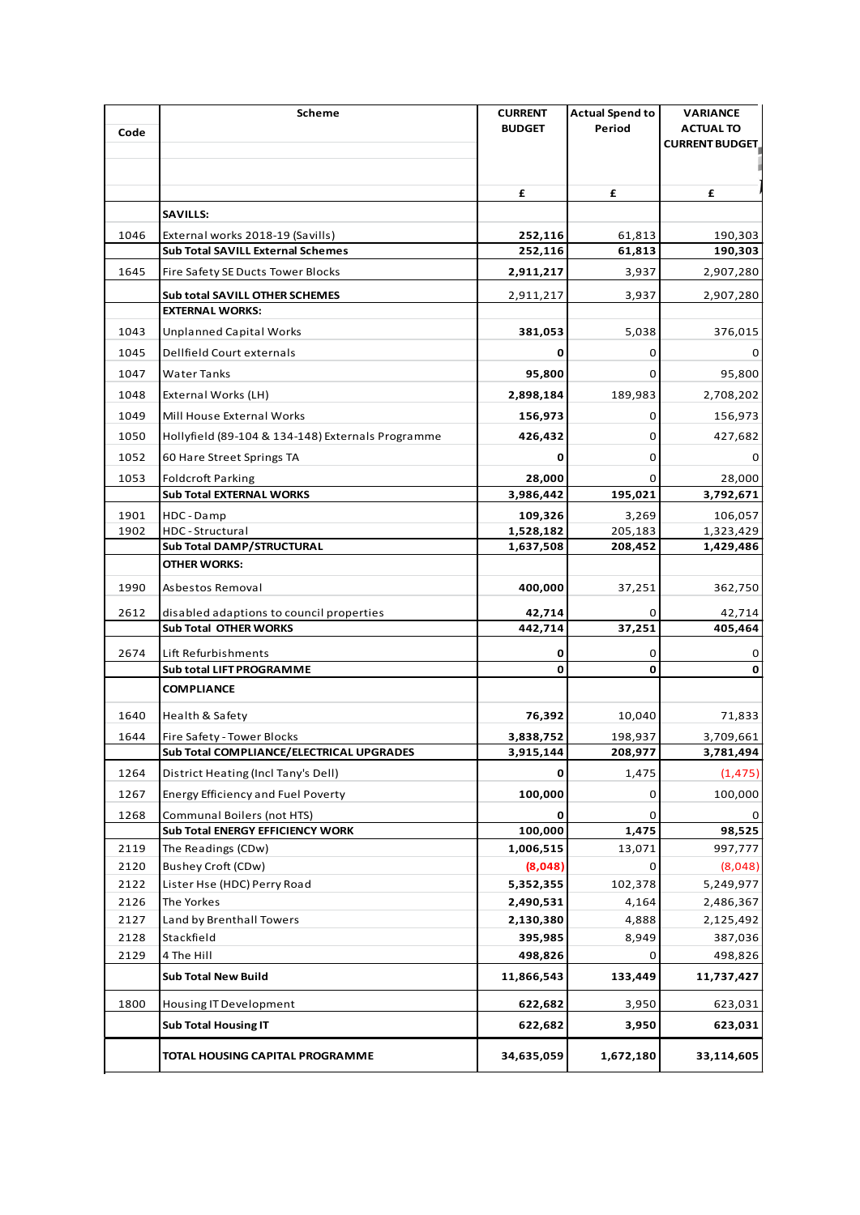| Code | Scheme | CURRENT BUDGET | Actual Spend to Period | VARIANCE ACTUAL TO CURRENT BUDGET |
|---|---|---|---|---|
| | | £ | £ | £ |
| | **SAVILLS:** | | | |
| 1046 | External works 2018-19 (Savills) | **252,116** | 61,813 | 190,303 |
| | **Sub Total SAVILL External Schemes** | **252,116** | **61,813** | **190,303** |
| 1645 | Fire Safety SE Ducts Tower Blocks | **2,911,217** | 3,937 | 2,907,280 |
| | **Sub total SAVILL OTHER SCHEMES** | 2,911,217 | 3,937 | 2,907,280 |
| | **EXTERNAL WORKS:** | | | |
| 1043 | Unplanned Capital Works | **381,053** | 5,038 | 376,015 |
| 1045 | Dellfield Court externals | **0** | 0 | 0 |
| 1047 | Water Tanks | **95,800** | 0 | 95,800 |
| 1048 | External Works (LH) | **2,898,184** | 189,983 | 2,708,202 |
| 1049 | Mill House External Works | **156,973** | 0 | 156,973 |
| 1050 | Hollyfield (89-104 & 134-148) Externals Programme | **426,432** | 0 | 427,682 |
| 1052 | 60 Hare Street Springs TA | **0** | 0 | 0 |
| 1053 | Foldcroft Parking | **28,000** | 0 | 28,000 |
| | **Sub Total EXTERNAL WORKS** | **3,986,442** | **195,021** | **3,792,671** |
| 1901 | HDC - Damp | **109,326** | 3,269 | 106,057 |
| 1902 | HDC - Structural | **1,528,182** | 205,183 | 1,323,429 |
| | **Sub Total DAMP/STRUCTURAL** | **1,637,508** | **208,452** | **1,429,486** |
| | **OTHER WORKS:** | | | |
| 1990 | Asbestos Removal | **400,000** | 37,251 | 362,750 |
| 2612 | disabled adaptions to council properties | **42,714** | 0 | 42,714 |
| | **Sub Total OTHER WORKS** | **442,714** | **37,251** | **405,464** |
| 2674 | Lift Refurbishments | **0** | 0 | 0 |
| | **Sub total LIFT PROGRAMME** | **0** | **0** | **0** |
| | **COMPLIANCE** | | | |
| 1640 | Health & Safety | **76,392** | 10,040 | 71,833 |
| 1644 | Fire Safety - Tower Blocks | **3,838,752** | 198,937 | 3,709,661 |
| | **Sub Total COMPLIANCE/ELECTRICAL UPGRADES** | **3,915,144** | **208,977** | **3,781,494** |
| 1264 | District Heating (Incl Tany's Dell) | **0** | 1,475 | (1,475) |
| 1267 | Energy Efficiency and Fuel Poverty | **100,000** | 0 | 100,000 |
| 1268 | Communal Boilers (not HTS) | **0** | 0 | 0 |
| | **Sub Total ENERGY EFFICIENCY WORK** | **100,000** | **1,475** | **98,525** |
| 2119 | The Readings (CDw) | **1,006,515** | 13,071 | 997,777 |
| 2120 | Bushey Croft (CDw) | **(8,048)** | 0 | (8,048) |
| 2122 | Lister Hse (HDC) Perry Road | **5,352,355** | 102,378 | 5,249,977 |
| 2126 | The Yorkes | **2,490,531** | 4,164 | 2,486,367 |
| 2127 | Land by Brenthall Towers | **2,130,380** | 4,888 | 2,125,492 |
| 2128 | Stackfield | **395,985** | 8,949 | 387,036 |
| 2129 | 4 The Hill | **498,826** | 0 | 498,826 |
| | **Sub Total New Build** | **11,866,543** | **133,449** | **11,737,427** |
| 1800 | Housing IT Development | **622,682** | 3,950 | 623,031 |
| | **Sub Total Housing IT** | **622,682** | **3,950** | **623,031** |
| | **TOTAL HOUSING CAPITAL PROGRAMME** | **34,635,059** | **1,672,180** | **33,114,605** |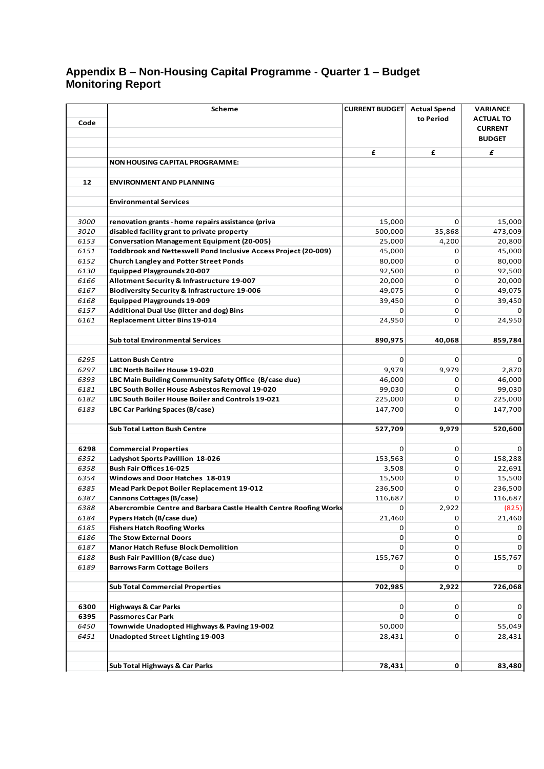## Appendix B – Non-Housing Capital Programme - Quarter 1 – Budget Monitoring Report

| Code | Scheme | CURRENT BUDGET | Actual Spend to Period | VARIANCE ACTUAL TO CURRENT BUDGET |
|---|---|---|---|---|
| | | £ | £ | £ |
| | **NON HOUSING CAPITAL PROGRAMME:** | | | |
| **12** | **ENVIRONMENT AND PLANNING** | | | |
| | **Environmental Services** | | | |
| *3000* | renovation grants - home repairs assistance (priva | 15,000 | 0 | 15,000 |
| *3010* | disabled facility grant to private property | 500,000 | 35,868 | 473,009 |
| *6153* | Conversation Management Equipment (20-005) | 25,000 | 4,200 | 20,800 |
| *6151* | Toddbrook and Netteswell Pond Inclusive Access Project (20-009) | 45,000 | 0 | 45,000 |
| *6152* | Church Langley and Potter Street Ponds | 80,000 | 0 | 80,000 |
| *6130* | Equipped Playgrounds 20-007 | 92,500 | 0 | 92,500 |
| *6166* | Allotment Security & Infrastructure 19-007 | 20,000 | 0 | 20,000 |
| *6167* | Biodiversity Security & Infrastructure 19-006 | 49,075 | 0 | 49,075 |
| *6168* | Equipped Playgrounds 19-009 | 39,450 | 0 | 39,450 |
| *6157* | Additional Dual Use (litter and dog) Bins | 0 | 0 | 0 |
| *6161* | Replacement Litter Bins 19-014 | 24,950 | 0 | 24,950 |
| | **Sub total Environmental Services** | **890,975** | **40,068** | **859,784** |
| *6295* | Latton Bush Centre | 0 | 0 | 0 |
| *6297* | LBC North Boiler House 19-020 | 9,979 | 9,979 | 2,870 |
| *6393* | LBC Main Building Community Safety Office (B/case due) | 46,000 | 0 | 46,000 |
| *6181* | LBC South Boiler House Asbestos Removal 19-020 | 99,030 | 0 | 99,030 |
| *6182* | LBC South Boiler House Boiler and Controls 19-021 | 225,000 | 0 | 225,000 |
| *6183* | LBC Car Parking Spaces (B/case) | 147,700 | 0 | 147,700 |
| | **Sub Total Latton Bush Centre** | **527,709** | **9,979** | **520,600** |
| **6298** | Commercial Properties | 0 | 0 | 0 |
| *6352* | Ladyshot Sports Pavillion 18-026 | 153,563 | 0 | 158,288 |
| *6358* | Bush Fair Offices 16-025 | 3,508 | 0 | 22,691 |
| *6354* | Windows and Door Hatches 18-019 | 15,500 | 0 | 15,500 |
| *6385* | Mead Park Depot Boiler Replacement 19-012 | 236,500 | 0 | 236,500 |
| *6387* | Cannons Cottages (B/case) | 116,687 | 0 | 116,687 |
| *6388* | Abercrombie Centre and Barbara Castle Health Centre Roofing Works | 0 | 2,922 | (825) |
| *6184* | Pypers Hatch (B/case due) | 21,460 | 0 | 21,460 |
| *6185* | Fishers Hatch Roofing Works | 0 | 0 | 0 |
| *6186* | The Stow External Doors | 0 | 0 | 0 |
| *6187* | Manor Hatch Refuse Block Demolition | 0 | 0 | 0 |
| *6188* | Bush Fair Pavillion (B/case due) | 155,767 | 0 | 155,767 |
| *6189* | Barrows Farm Cottage Boilers | 0 | 0 | 0 |
| | **Sub Total Commercial Properties** | **702,985** | **2,922** | **726,068** |
| **6300** | Highways & Car Parks | 0 | 0 | 0 |
| **6395** | Passmores Car Park | 0 | 0 | 0 |
| *6450* | Townwide Unadopted Highways & Paving 19-002 | 50,000 | | 55,049 |
| *6451* | Unadopted Street Lighting 19-003 | 28,431 | 0 | 28,431 |
| | **Sub Total Highways & Car Parks** | **78,431** | **0** | **83,480** |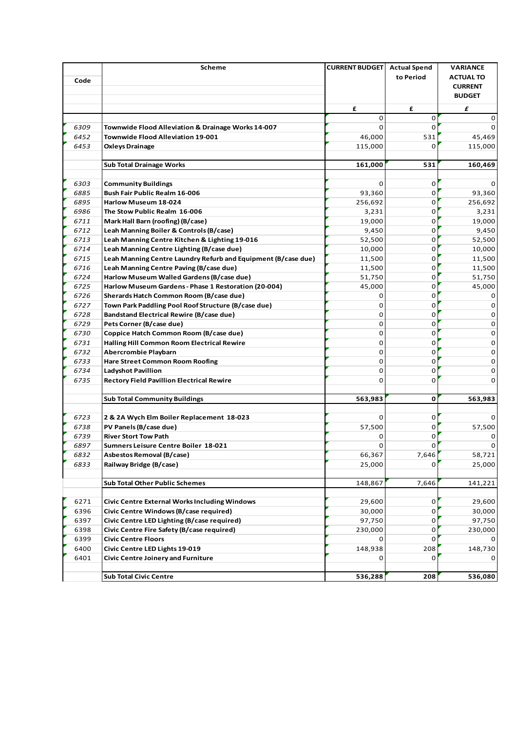| Code | Scheme | CURRENT BUDGET | Actual Spend to Period | VARIANCE ACTUAL TO CURRENT BUDGET |
|---|---|---|---|---|
| | | £ | £ | £ |
| | | 0 | 0 | 0 |
| 6309 | **Townwide Flood Alleviation & Drainage Works 14-007** | 0 | 0 | 0 |
| 6452 | **Townwide Flood Alleviation 19-001** | 46,000 | 531 | 45,469 |
| 6453 | **Oxleys Drainage** | 115,000 | 0 | 115,000 |
| | | | | |
| | **Sub Total Drainage Works** | **161,000** | **531** | **160,469** |
| | | | | |
| 6303 | **Community Buildings** | 0 | 0 | 0 |
| 6885 | **Bush Fair Public Realm 16-006** | 93,360 | 0 | 93,360 |
| 6895 | **Harlow Museum 18-024** | 256,692 | 0 | 256,692 |
| 6986 | **The Stow Public Realm 16-006** | 3,231 | 0 | 3,231 |
| 6711 | **Mark Hall Barn (roofing) (B/case)** | 19,000 | 0 | 19,000 |
| 6712 | **Leah Manning Boiler & Controls (B/case)** | 9,450 | 0 | 9,450 |
| 6713 | **Leah Manning Centre Kitchen & Lighting 19-016** | 52,500 | 0 | 52,500 |
| 6714 | **Leah Manning Centre Lighting (B/case due)** | 10,000 | 0 | 10,000 |
| 6715 | **Leah Manning Centre Laundry Refurb and Equipment (B/case due)** | 11,500 | 0 | 11,500 |
| 6716 | **Leah Manning Centre Paving (B/case due)** | 11,500 | 0 | 11,500 |
| 6724 | **Harlow Museum Walled Gardens (B/case due)** | 51,750 | 0 | 51,750 |
| 6725 | **Harlow Museum Gardens - Phase 1 Restoration (20-004)** | 45,000 | 0 | 45,000 |
| 6726 | **Sherards Hatch Common Room (B/case due)** | 0 | 0 | 0 |
| 6727 | **Town Park Paddling Pool Roof Structure (B/case due)** | 0 | 0 | 0 |
| 6728 | **Bandstand Electrical Rewire (B/case due)** | 0 | 0 | 0 |
| 6729 | **Pets Corner (B/case due)** | 0 | 0 | 0 |
| 6730 | **Coppice Hatch Common Room (B/case due)** | 0 | 0 | 0 |
| 6731 | **Halling Hill Common Room Electrical Rewire** | 0 | 0 | 0 |
| 6732 | **Abercrombie Playbarn** | 0 | 0 | 0 |
| 6733 | **Hare Street Common Room Roofing** | 0 | 0 | 0 |
| 6734 | **Ladyshot Pavillion** | 0 | 0 | 0 |
| 6735 | **Rectory Field Pavillion Electrical Rewire** | 0 | 0 | 0 |
| | | | | |
| | **Sub Total Community Buildings** | **563,983** | **0** | **563,983** |
| | | | | |
| 6723 | **2 & 2A Wych Elm Boiler Replacement 18-023** | 0 | 0 | 0 |
| 6738 | **PV Panels (B/case due)** | 57,500 | 0 | 57,500 |
| 6739 | **River Stort Tow Path** | 0 | 0 | 0 |
| 6897 | **Sumners Leisure Centre Boiler 18-021** | 0 | 0 | 0 |
| 6832 | **Asbestos Removal (B/case)** | 66,367 | 7,646 | 58,721 |
| 6833 | **Railway Bridge (B/case)** | 25,000 | 0 | 25,000 |
| | | | | |
| | **Sub Total Other Public Schemes** | 148,867 | 7,646 | 141,221 |
| | | | | |
| 6271 | **Civic Centre External Works Including Windows** | 29,600 | 0 | 29,600 |
| 6396 | **Civic Centre Windows (B/case required)** | 30,000 | 0 | 30,000 |
| 6397 | **Civic Centre LED Lighting (B/case required)** | 97,750 | 0 | 97,750 |
| 6398 | **Civic Centre Fire Safety (B/case required)** | 230,000 | 0 | 230,000 |
| 6399 | **Civic Centre Floors** | 0 | 0 | 0 |
| 6400 | **Civic Centre LED Lights 19-019** | 148,938 | 208 | 148,730 |
| 6401 | **Civic Centre Joinery and Furniture** | 0 | 0 | 0 |
| | | | | |
| | **Sub Total Civic Centre** | **536,288** | **208** | **536,080** |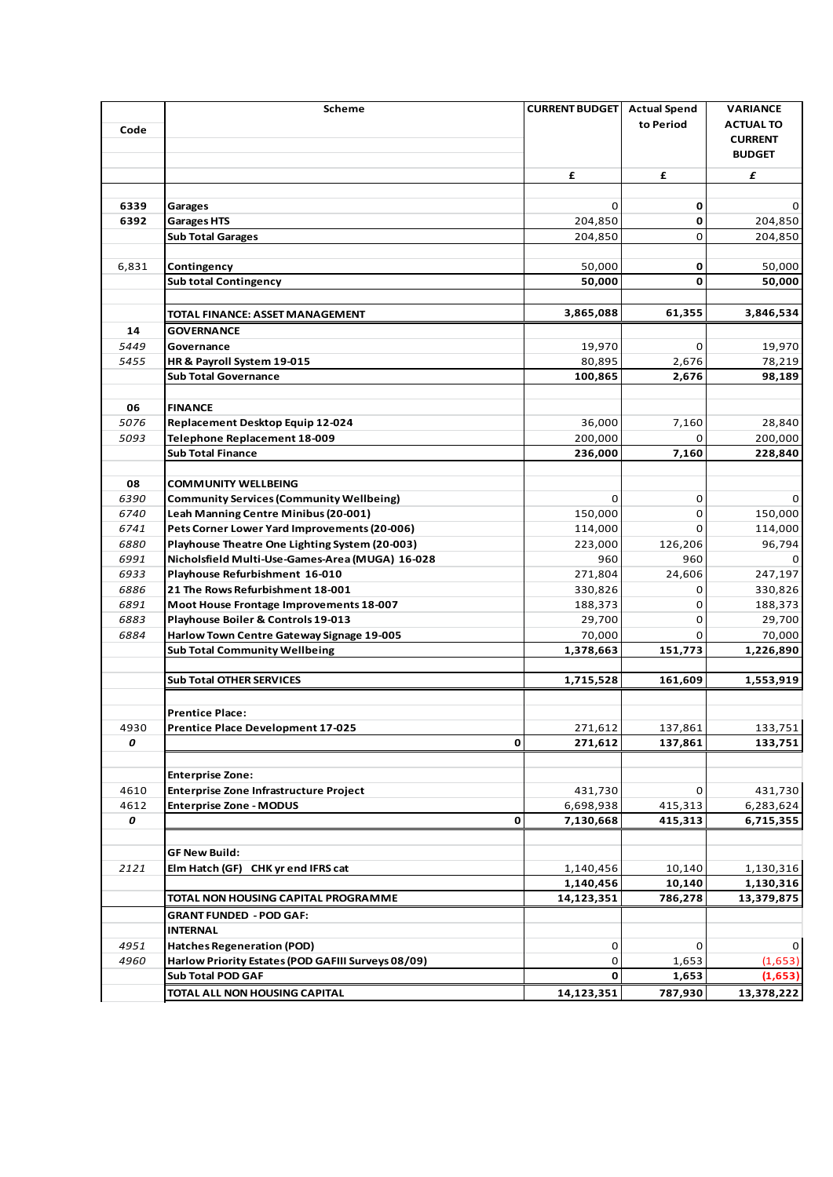| Code | Scheme | CURRENT BUDGET | Actual Spend to Period | VARIANCE ACTUAL TO CURRENT BUDGET |
|---|---|---|---|---|
| | | £ | £ | £ |
| | | | | |
| **6339** | **Garages** | 0 | **0** | 0 |
| **6392** | **Garages HTS** | 204,850 | **0** | 204,850 |
| | **Sub Total Garages** | 204,850 | 0 | 204,850 |
| | | | | |
| 6,831 | **Contingency** | 50,000 | **0** | 50,000 |
| | **Sub total Contingency** | **50,000** | **0** | **50,000** |
| | | | | |
| | **TOTAL FINANCE: ASSET MANAGEMENT** | **3,865,088** | **61,355** | **3,846,534** |
| **14** | **GOVERNANCE** | | | |
| *5449* | **Governance** | 19,970 | 0 | 19,970 |
| *5455* | **HR & Payroll System 19-015** | 80,895 | 2,676 | 78,219 |
| | **Sub Total Governance** | **100,865** | **2,676** | **98,189** |
| | | | | |
| **06** | **FINANCE** | | | |
| *5076* | **Replacement Desktop Equip 12-024** | 36,000 | 7,160 | 28,840 |
| *5093* | **Telephone Replacement 18-009** | 200,000 | 0 | 200,000 |
| | **Sub Total Finance** | **236,000** | **7,160** | **228,840** |
| | | | | |
| **08** | **COMMUNITY WELLBEING** | | | |
| *6390* | **Community Services (Community Wellbeing)** | 0 | 0 | 0 |
| *6740* | **Leah Manning Centre Minibus (20-001)** | 150,000 | 0 | 150,000 |
| *6741* | **Pets Corner Lower Yard Improvements (20-006)** | 114,000 | 0 | 114,000 |
| *6880* | **Playhouse Theatre One Lighting System (20-003)** | 223,000 | 126,206 | 96,794 |
| *6991* | **Nicholsfield Multi-Use-Games-Area (MUGA) 16-028** | 960 | 960 | 0 |
| *6933* | **Playhouse Refurbishment 16-010** | 271,804 | 24,606 | 247,197 |
| *6886* | **21 The Rows Refurbishment 18-001** | 330,826 | 0 | 330,826 |
| *6891* | **Moot House Frontage Improvements 18-007** | 188,373 | 0 | 188,373 |
| *6883* | **Playhouse Boiler & Controls 19-013** | 29,700 | 0 | 29,700 |
| *6884* | **Harlow Town Centre Gateway Signage 19-005** | 70,000 | 0 | 70,000 |
| | **Sub Total Community Wellbeing** | **1,378,663** | **151,773** | **1,226,890** |
| | | | | |
| | **Sub Total OTHER SERVICES** | **1,715,528** | **161,609** | **1,553,919** |
| | | | | |
| | **Prentice Place:** | | | |
| 4930 | **Prentice Place Development 17-025** | 271,612 | 137,861 | 133,751 |
| ***0*** | **0** | **271,612** | **137,861** | **133,751** |
| | | | | |
| | **Enterprise Zone:** | | | |
| 4610 | **Enterprise Zone Infrastructure Project** | 431,730 | 0 | 431,730 |
| 4612 | **Enterprise Zone - MODUS** | 6,698,938 | 415,313 | 6,283,624 |
| ***0*** | **0** | **7,130,668** | **415,313** | **6,715,355** |
| | | | | |
| | **GF New Build:** | | | |
| *2121* | **Elm Hatch (GF) CHK yr end IFRS cat** | 1,140,456 | 10,140 | 1,130,316 |
| | | **1,140,456** | **10,140** | **1,130,316** |
| | **TOTAL NON HOUSING CAPITAL PROGRAMME** | **14,123,351** | **786,278** | **13,379,875** |
| | **GRANT FUNDED - POD GAF:** | | | |
| | **INTERNAL** | | | |
| *4951* | **Hatches Regeneration (POD)** | 0 | 0 | 0 |
| *4960* | **Harlow Priority Estates (POD GAFIII Surveys 08/09)** | 0 | 1,653 | (1,653) |
| | **Sub Total POD GAF** | **0** | **1,653** | **(1,653)** |
| | **TOTAL ALL NON HOUSING CAPITAL** | **14,123,351** | **787,930** | **13,378,222** |